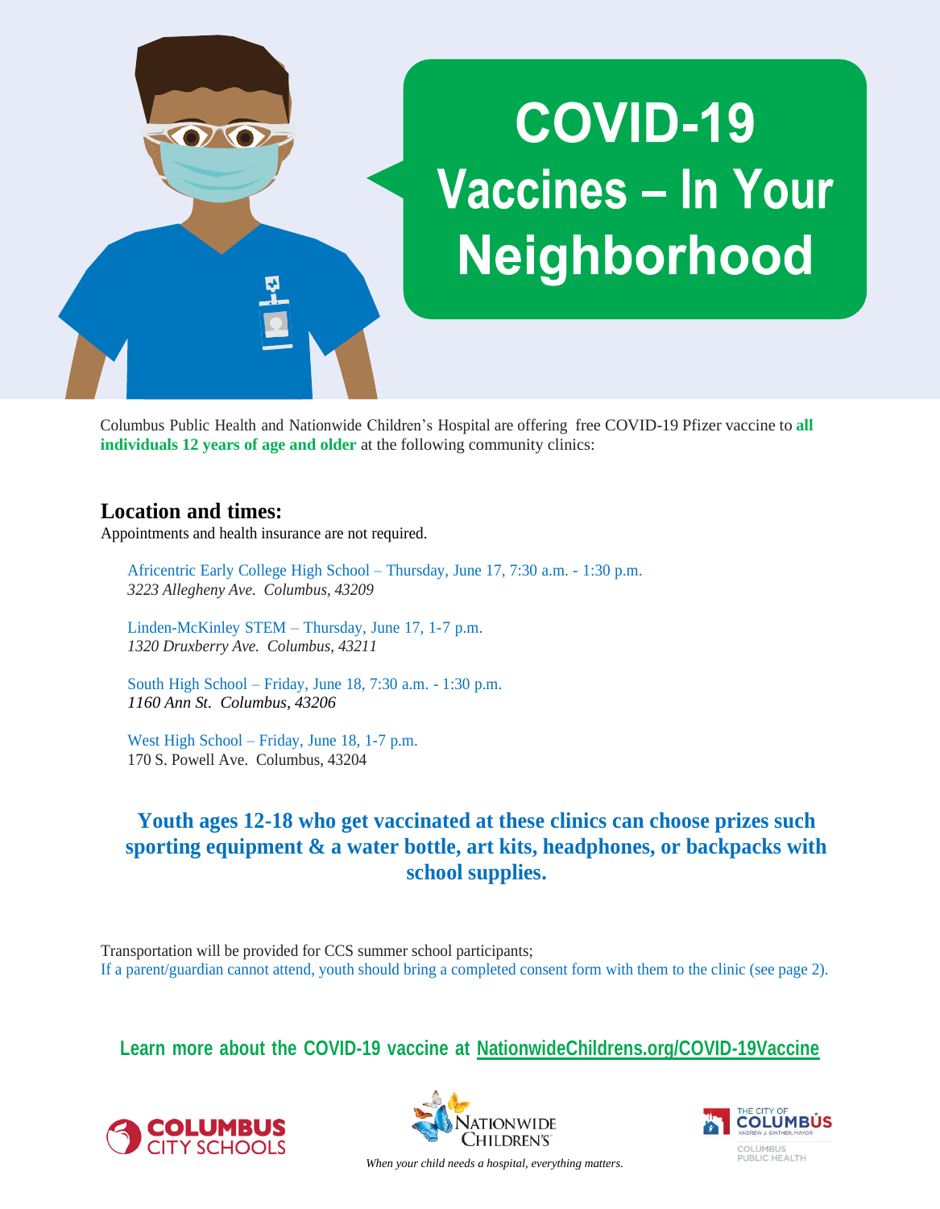# COVID-19 Vaccines – In Your Neighborhood

Columbus Public Health and Nationwide Children's Hospital are offering free COVID-19 Pfizer vaccine to **all individuals 12 years of age and older** at the following community clinics:

## Location and times:

Appointments and health insurance are not required.

Africentric Early College High School – Thursday, June 17, 7:30 a.m. - 1:30 p.m.
*3223 Allegheny Ave. Columbus, 43209*

Linden-McKinley STEM – Thursday, June 17, 1-7 p.m.
*1320 Druxberry Ave. Columbus, 43211*

South High School – Friday, June 18, 7:30 a.m. - 1:30 p.m.
*1160 Ann St. Columbus, 43206*

West High School – Friday, June 18, 1-7 p.m.
170 S. Powell Ave. Columbus, 43204

**Youth ages 12-18 who get vaccinated at these clinics can choose prizes such sporting equipment & a water bottle, art kits, headphones, or backpacks with school supplies.**

Transportation will be provided for CCS summer school participants;
If a parent/guardian cannot attend, youth should bring a completed consent form with them to the clinic (see page 2).

**Learn more about the COVID-19 vaccine at NationwideChildrens.org/COVID-19Vaccine**

COLUMBUS CITY SCHOOLS

NATIONWIDE CHILDREN'S
*When your child needs a hospital, everything matters.*

THE CITY OF COLUMBUS
ANDREW J. GINTHER, MAYOR
COLUMBUS PUBLIC HEALTH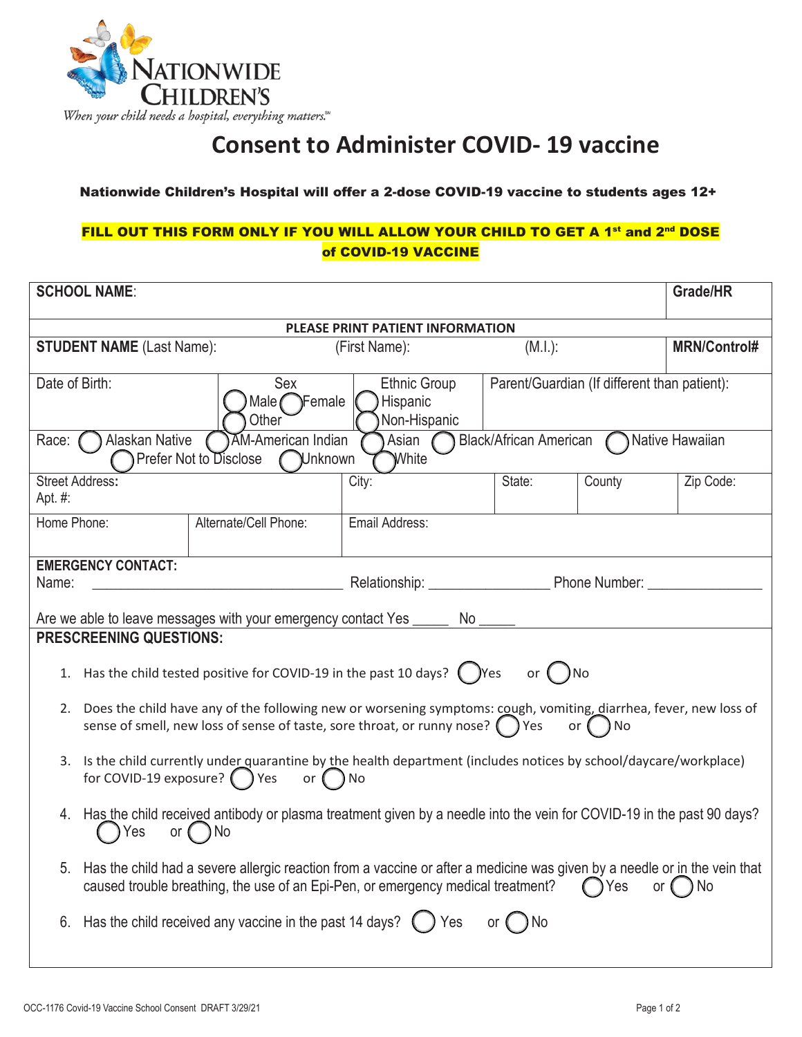NATIONWIDE CHILDREN'S

*When your child needs a hospital, everything matters.*℠

# Consent to Administer COVID- 19 vaccine

**Nationwide Children's Hospital will offer a 2-dose COVID-19 vaccine to students ages 12+**

**FILL OUT THIS FORM ONLY IF YOU WILL ALLOW YOUR CHILD TO GET A 1st and 2nd DOSE of COVID-19 VACCINE**

| **SCHOOL NAME**: | | | | | **Grade/HR** |
|---|---|---|---|---|---|
| **PLEASE PRINT PATIENT INFORMATION** | | | | | |
| **STUDENT NAME** (Last Name): | | (First Name): | (M.I.): | | **MRN/Control#** |
| Date of Birth: | Sex ◯ Male ◯ Female ◯ Other | Ethnic Group ◯ Hispanic ◯ Non-Hispanic | Parent/Guardian (If different than patient): | | |
| Race: ◯ Alaskan Native ◯ AM-American Indian ◯ Asian ◯ Black/African American ◯ Native Hawaiian ◯ Prefer Not to Disclose ◯ Unknown ◯ White | | | | | |
| Street Address: Apt. #: | | City: | State: | County | Zip Code: |
| Home Phone: | Alternate/Cell Phone: | Email Address: | | | |

**EMERGENCY CONTACT:**

Name: ______________________________ Relationship: ________________ Phone Number: ________________

Are we able to leave messages with your emergency contact Yes _____ No _____

**PRESCREENING QUESTIONS:**

1. Has the child tested positive for COVID-19 in the past 10 days? ◯ Yes or ◯ No
2. Does the child have any of the following new or worsening symptoms: cough, vomiting, diarrhea, fever, new loss of sense of smell, new loss of sense of taste, sore throat, or runny nose? ◯ Yes or ◯ No
3. Is the child currently under quarantine by the health department (includes notices by school/daycare/workplace) for COVID-19 exposure? ◯ Yes or ◯ No
4. Has the child received antibody or plasma treatment given by a needle into the vein for COVID-19 in the past 90 days? ◯ Yes or ◯ No
5. Has the child had a severe allergic reaction from a vaccine or after a medicine was given by a needle or in the vein that caused trouble breathing, the use of an Epi-Pen, or emergency medical treatment? ◯ Yes or ◯ No
6. Has the child received any vaccine in the past 14 days? ◯ Yes or ◯ No

OCC-1176 Covid-19 Vaccine School Consent DRAFT 3/29/21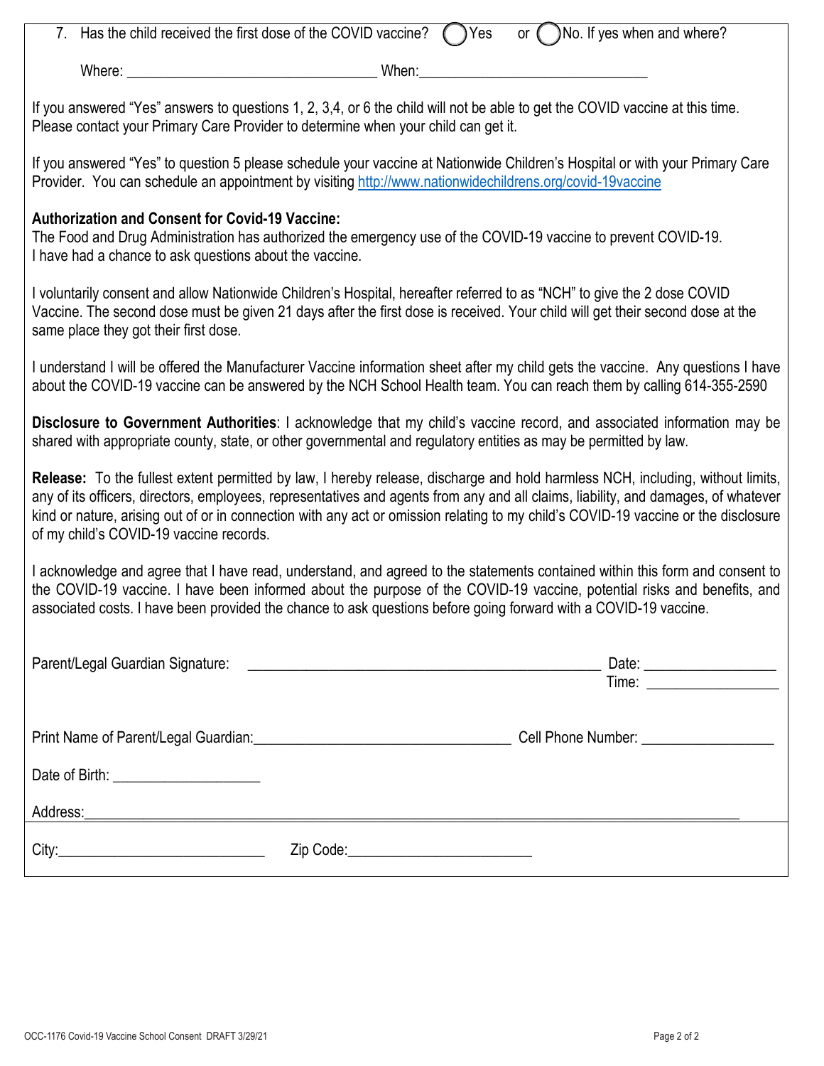7. Has the child received the first dose of the COVID vaccine? ◯ Yes or ◯ No. If yes when and where?

Where: ___________________________________ When: _______________________________

If you answered "Yes" answers to questions 1, 2, 3,4, or 6 the child will not be able to get the COVID vaccine at this time. Please contact your Primary Care Provider to determine when your child can get it.

If you answered "Yes" to question 5 please schedule your vaccine at Nationwide Children's Hospital or with your Primary Care Provider. You can schedule an appointment by visiting http://www.nationwidechildrens.org/covid-19vaccine

**Authorization and Consent for Covid-19 Vaccine:**
The Food and Drug Administration has authorized the emergency use of the COVID-19 vaccine to prevent COVID-19. I have had a chance to ask questions about the vaccine.

I voluntarily consent and allow Nationwide Children's Hospital, hereafter referred to as "NCH" to give the 2 dose COVID Vaccine. The second dose must be given 21 days after the first dose is received. Your child will get their second dose at the same place they got their first dose.

I understand I will be offered the Manufacturer Vaccine information sheet after my child gets the vaccine. Any questions I have about the COVID-19 vaccine can be answered by the NCH School Health team. You can reach them by calling 614-355-2590

**Disclosure to Government Authorities**: I acknowledge that my child's vaccine record, and associated information may be shared with appropriate county, state, or other governmental and regulatory entities as may be permitted by law.

**Release:** To the fullest extent permitted by law, I hereby release, discharge and hold harmless NCH, including, without limits, any of its officers, directors, employees, representatives and agents from any and all claims, liability, and damages, of whatever kind or nature, arising out of or in connection with any act or omission relating to my child's COVID-19 vaccine or the disclosure of my child's COVID-19 vaccine records.

I acknowledge and agree that I have read, understand, and agreed to the statements contained within this form and consent to the COVID-19 vaccine. I have been informed about the purpose of the COVID-19 vaccine, potential risks and benefits, and associated costs. I have been provided the chance to ask questions before going forward with a COVID-19 vaccine.

Parent/Legal Guardian Signature: ________________________________________________ Date: _________________
Time: _________________

Print Name of Parent/Legal Guardian: __________________________________ Cell Phone Number: _________________

Date of Birth: ____________________

Address: ___________________________________________________________________________________________

City: ____________________________ Zip Code: ________________________

OCC-1176 Covid-19 Vaccine School Consent DRAFT 3/29/21